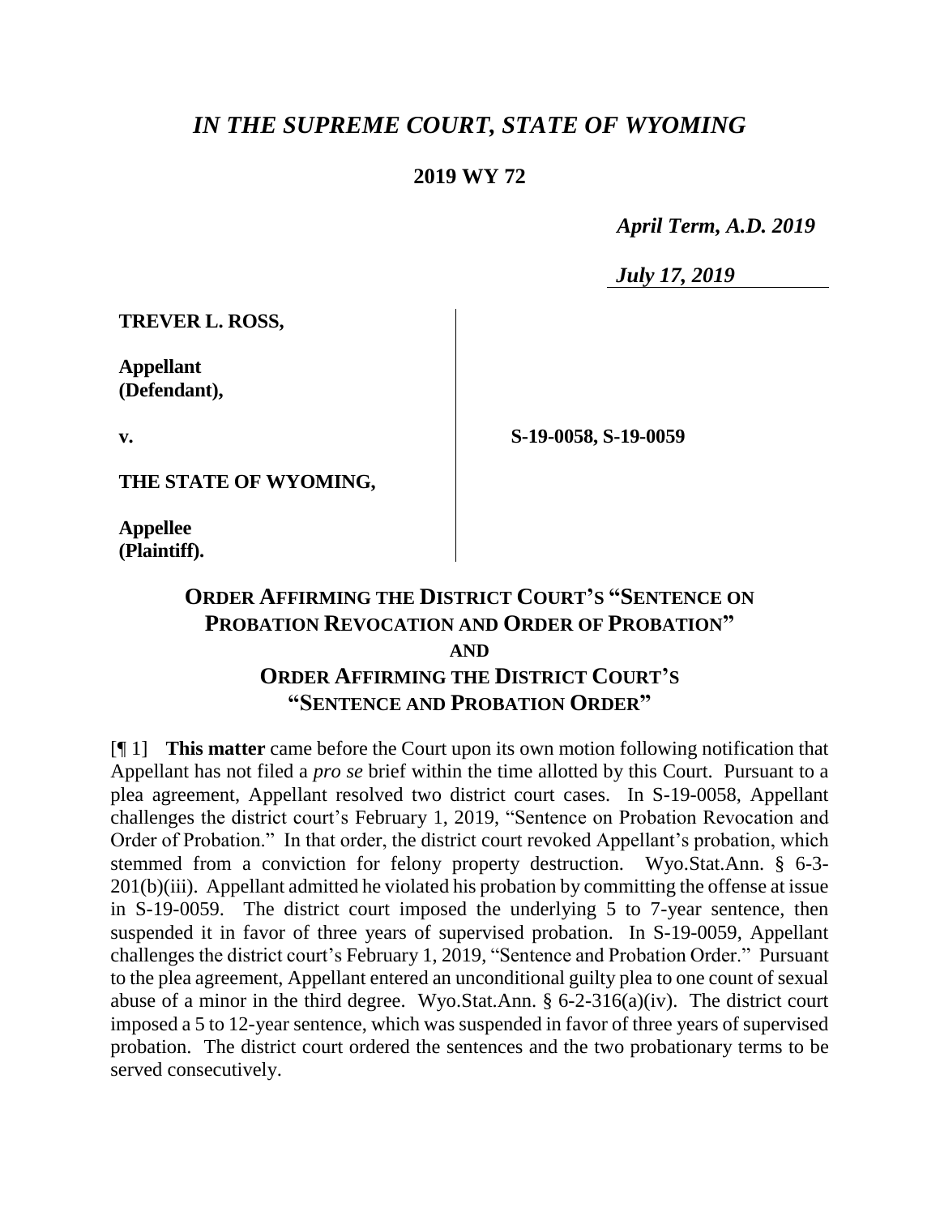# *IN THE SUPREME COURT, STATE OF WYOMING*

**2019 WY 72**

*April Term, A.D. 2019*

*July 17, 2019*

**TREVER L. ROSS,**

**Appellant (Defendant),**

**v.**

**THE STATE OF WYOMING,**

**Appellee (Plaintiff).**

**S-19-0058, S-19-0059**

## ORDER AFFIRMING THE DISTRICT COURT'S "SENTENCE ON PROBATION REVOCATION AND ORDER OF PROBATION" AND ORDER AFFIRMING THE DISTRICT COURT'S "SENTENCE AND PROBATION ORDER"

[¶ 1] **This matter** came before the Court upon its own motion following notification that Appellant has not filed a *pro se* brief within the time allotted by this Court. Pursuant to a plea agreement, Appellant resolved two district court cases. In S-19-0058, Appellant challenges the district court's February 1, 2019, "Sentence on Probation Revocation and Order of Probation." In that order, the district court revoked Appellant's probation, which stemmed from a conviction for felony property destruction. Wyo.Stat.Ann. § 6-3-201(b)(iii). Appellant admitted he violated his probation by committing the offense at issue in S-19-0059. The district court imposed the underlying 5 to 7-year sentence, then suspended it in favor of three years of supervised probation. In S-19-0059, Appellant challenges the district court's February 1, 2019, "Sentence and Probation Order." Pursuant to the plea agreement, Appellant entered an unconditional guilty plea to one count of sexual abuse of a minor in the third degree. Wyo.Stat.Ann. § 6-2-316(a)(iv). The district court imposed a 5 to 12-year sentence, which was suspended in favor of three years of supervised probation. The district court ordered the sentences and the two probationary terms to be served consecutively.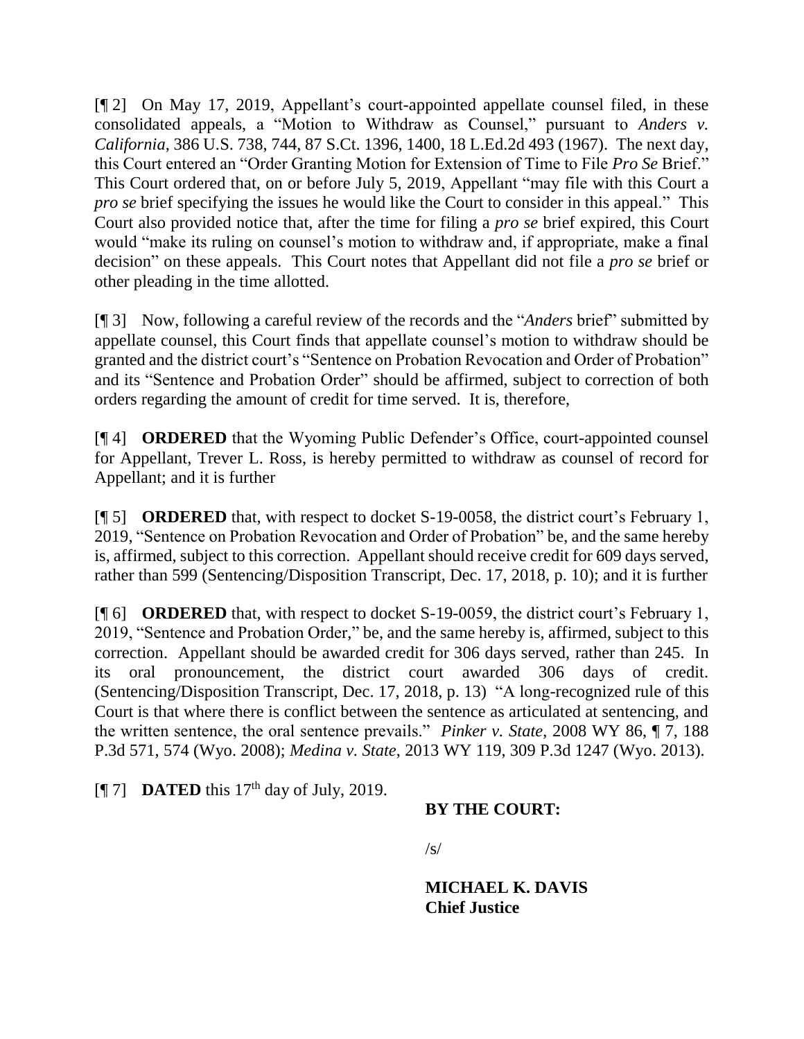[¶ 2] On May 17, 2019, Appellant's court-appointed appellate counsel filed, in these consolidated appeals, a "Motion to Withdraw as Counsel," pursuant to *Anders v. California*, 386 U.S. 738, 744, 87 S.Ct. 1396, 1400, 18 L.Ed.2d 493 (1967). The next day, this Court entered an "Order Granting Motion for Extension of Time to File *Pro Se* Brief." This Court ordered that, on or before July 5, 2019, Appellant "may file with this Court a *pro se* brief specifying the issues he would like the Court to consider in this appeal." This Court also provided notice that, after the time for filing a *pro se* brief expired, this Court would "make its ruling on counsel's motion to withdraw and, if appropriate, make a final decision" on these appeals. This Court notes that Appellant did not file a *pro se* brief or other pleading in the time allotted.

[¶ 3] Now, following a careful review of the records and the "*Anders* brief" submitted by appellate counsel, this Court finds that appellate counsel's motion to withdraw should be granted and the district court's "Sentence on Probation Revocation and Order of Probation" and its "Sentence and Probation Order" should be affirmed, subject to correction of both orders regarding the amount of credit for time served. It is, therefore,

[¶ 4] **ORDERED** that the Wyoming Public Defender's Office, court-appointed counsel for Appellant, Trever L. Ross, is hereby permitted to withdraw as counsel of record for Appellant; and it is further

[¶ 5] **ORDERED** that, with respect to docket S-19-0058, the district court's February 1, 2019, "Sentence on Probation Revocation and Order of Probation" be, and the same hereby is, affirmed, subject to this correction. Appellant should receive credit for 609 days served, rather than 599 (Sentencing/Disposition Transcript, Dec. 17, 2018, p. 10); and it is further

[¶ 6] **ORDERED** that, with respect to docket S-19-0059, the district court's February 1, 2019, "Sentence and Probation Order," be, and the same hereby is, affirmed, subject to this correction. Appellant should be awarded credit for 306 days served, rather than 245. In its oral pronouncement, the district court awarded 306 days of credit. (Sentencing/Disposition Transcript, Dec. 17, 2018, p. 13) "A long-recognized rule of this Court is that where there is conflict between the sentence as articulated at sentencing, and the written sentence, the oral sentence prevails." *Pinker v. State*, 2008 WY 86, ¶ 7, 188 P.3d 571, 574 (Wyo. 2008); *Medina v. State*, 2013 WY 119, 309 P.3d 1247 (Wyo. 2013).

[¶ 7] **DATED** this 17th day of July, 2019.

**BY THE COURT:**

/s/

**MICHAEL K. DAVIS**
**Chief Justice**